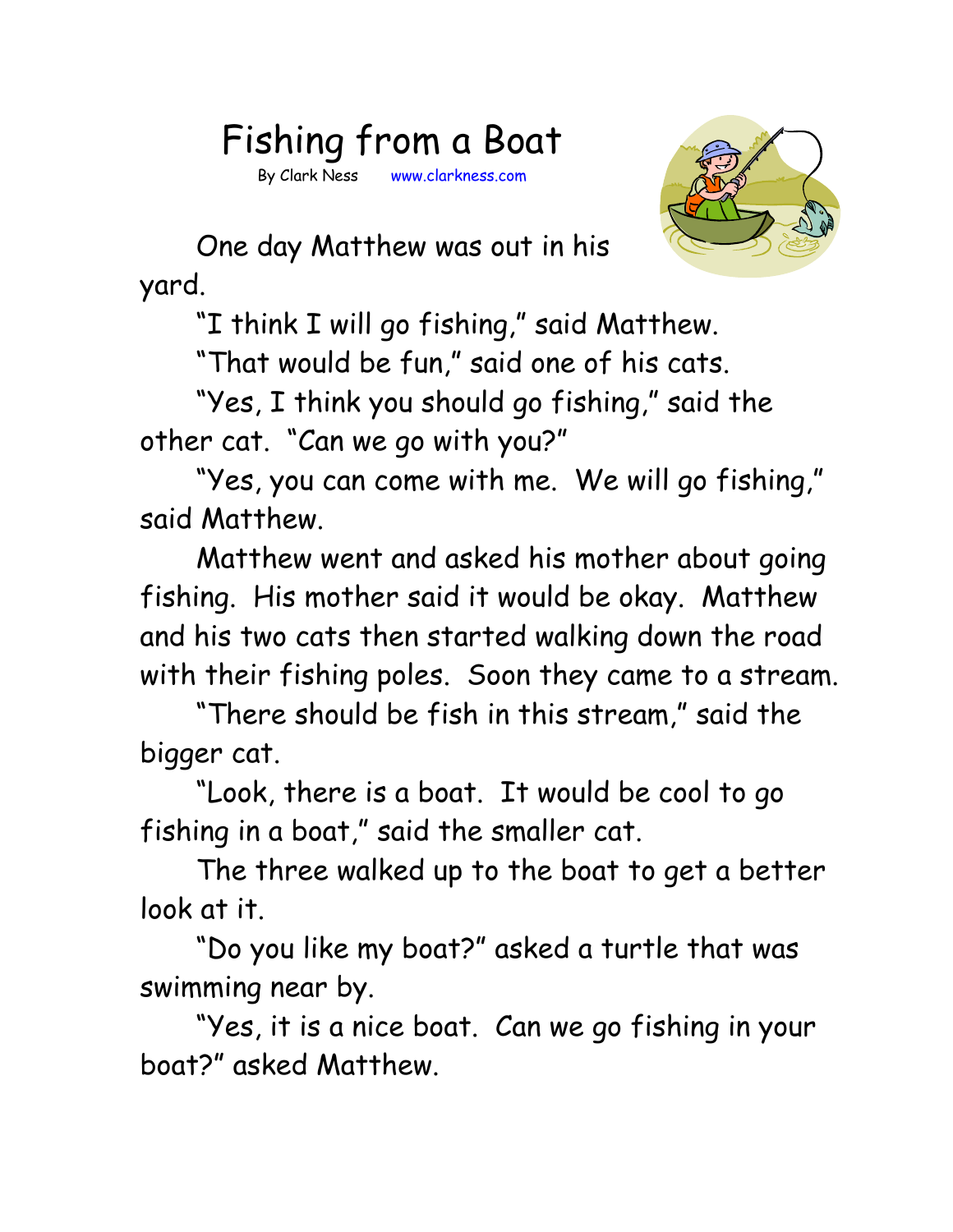# Fishing from a Boat

By Clark Ness www.clarkness.com

One day Matthew was out in his yard.

"I think I will go fishing," said Matthew.

"That would be fun," said one of his cats.

"Yes, I think you should go fishing," said the other cat. "Can we go with you?"

"Yes, you can come with me. We will go fishing," said Matthew.

Matthew went and asked his mother about going fishing. His mother said it would be okay. Matthew and his two cats then started walking down the road with their fishing poles. Soon they came to a stream.

"There should be fish in this stream," said the bigger cat.

"Look, there is a boat. It would be cool to go fishing in a boat," said the smaller cat.

The three walked up to the boat to get a better look at it.

"Do you like my boat?" asked a turtle that was swimming near by.

"Yes, it is a nice boat. Can we go fishing in your boat?" asked Matthew.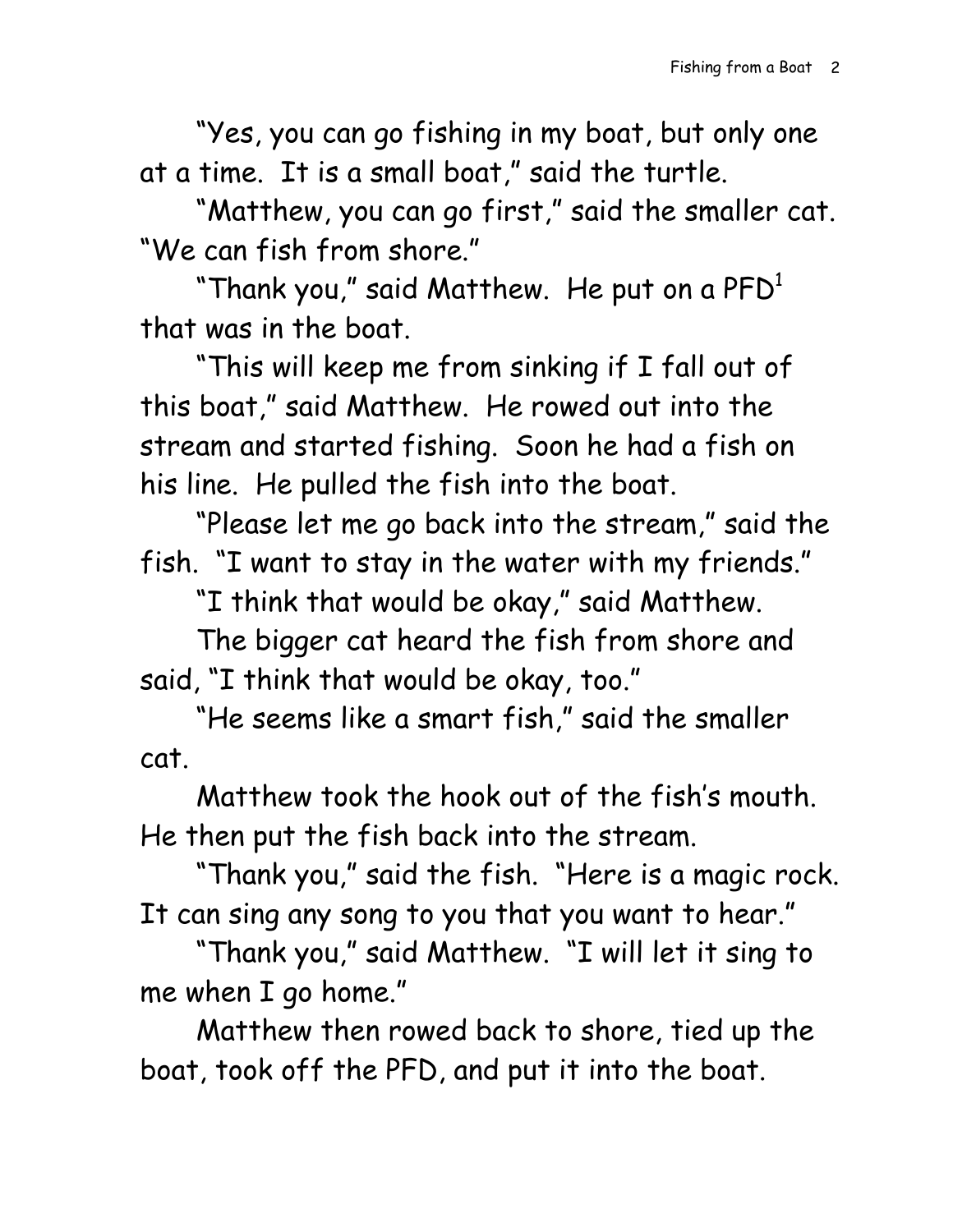"Yes, you can go fishing in my boat, but only one at a time. It is a small boat," said the turtle.

"Matthew, you can go first," said the smaller cat. "We can fish from shore."

"Thank you," said Matthew. He put on a PFD[1] that was in the boat.

"This will keep me from sinking if I fall out of this boat," said Matthew. He rowed out into the stream and started fishing. Soon he had a fish on his line. He pulled the fish into the boat.

"Please let me go back into the stream," said the fish. "I want to stay in the water with my friends."

"I think that would be okay," said Matthew.

The bigger cat heard the fish from shore and said, "I think that would be okay, too."

"He seems like a smart fish," said the smaller cat.

Matthew took the hook out of the fish's mouth. He then put the fish back into the stream.

"Thank you," said the fish. "Here is a magic rock. It can sing any song to you that you want to hear."

"Thank you," said Matthew. "I will let it sing to me when I go home."

Matthew then rowed back to shore, tied up the boat, took off the PFD, and put it into the boat.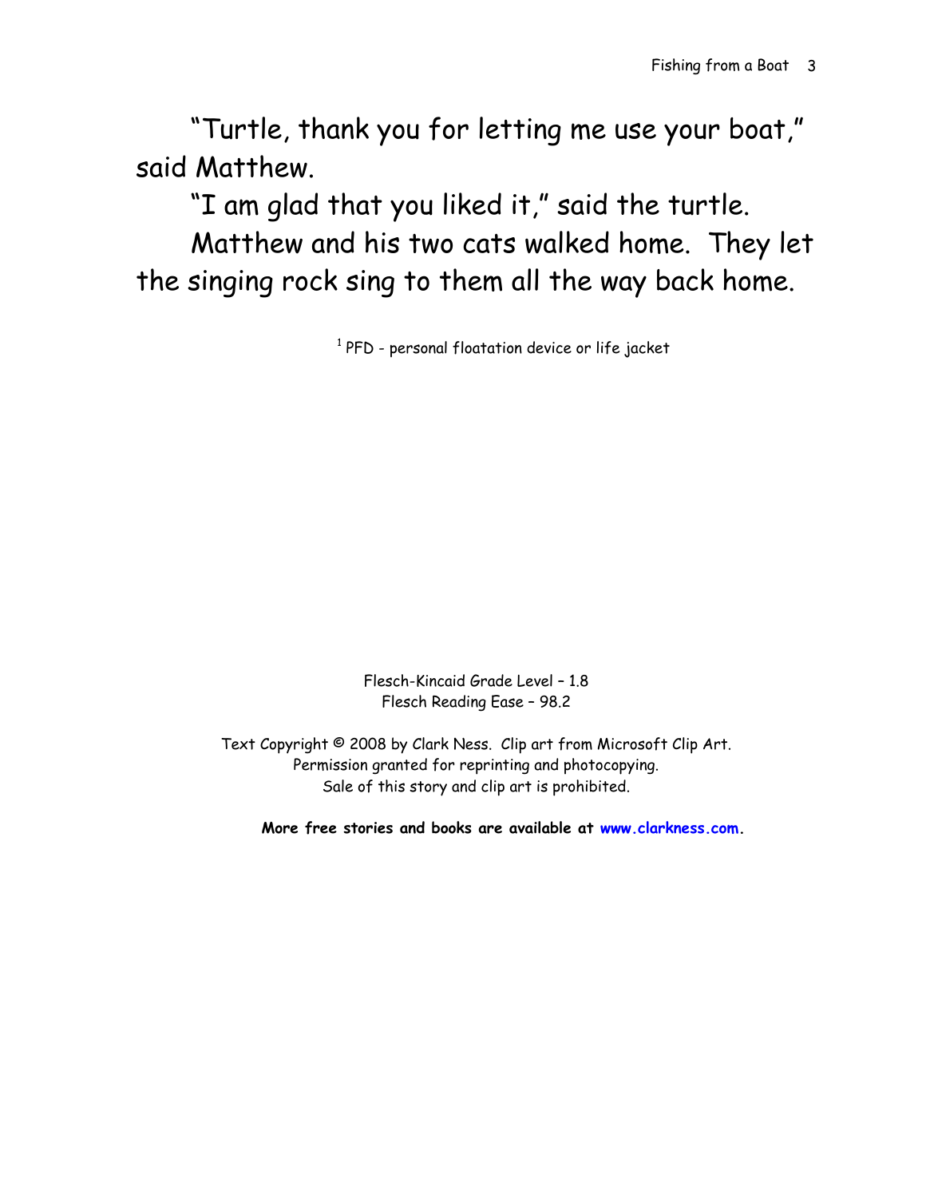"Turtle, thank you for letting me use your boat," said Matthew.

"I am glad that you liked it," said the turtle.

Matthew and his two cats walked home. They let the singing rock sing to them all the way back home.

[1] PFD - personal floatation device or life jacket

Flesch-Kincaid Grade Level – 1.8
Flesch Reading Ease – 98.2

Text Copyright © 2008 by Clark Ness. Clip art from Microsoft Clip Art.
Permission granted for reprinting and photocopying.
Sale of this story and clip art is prohibited.

**More free stories and books are available at www.clarkness.com.**